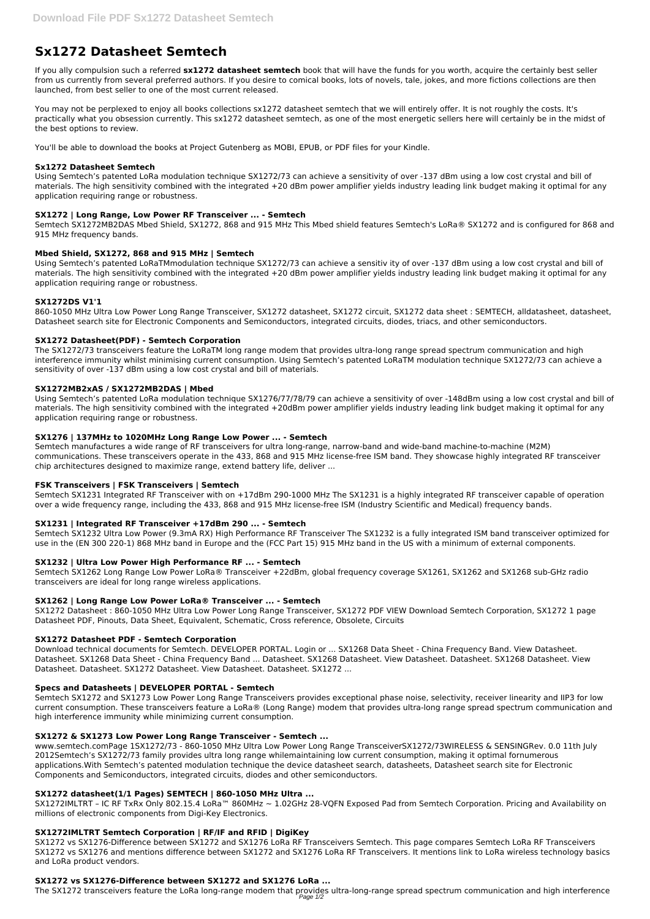# Sx1272 Datasheet Semtech

If you ally compulsion such a referred **sx1272 datasheet semtech** book that will have the funds for you worth, acquire the certainly best seller from us currently from several preferred authors. If you desire to comical books, lots of novels, tale, jokes, and more fictions collections are then launched, from best seller to one of the most current released.

You may not be perplexed to enjoy all books collections sx1272 datasheet semtech that we will entirely offer. It is not roughly the costs. It's practically what you obsession currently. This sx1272 datasheet semtech, as one of the most energetic sellers here will certainly be in the midst of the best options to review.

You'll be able to download the books at Project Gutenberg as MOBI, EPUB, or PDF files for your Kindle.

### Sx1272 Datasheet Semtech

Using Semtech's patented LoRa modulation technique SX1272/73 can achieve a sensitivity of over -137 dBm using a low cost crystal and bill of materials. The high sensitivity combined with the integrated +20 dBm power amplifier yields industry leading link budget making it optimal for any application requiring range or robustness.

### SX1272 | Long Range, Low Power RF Transceiver ... - Semtech

Semtech SX1272MB2DAS Mbed Shield, SX1272, 868 and 915 MHz This Mbed shield features Semtech's LoRa® SX1272 and is configured for 868 and 915 MHz frequency bands.

### Mbed Shield, SX1272, 868 and 915 MHz | Semtech

Using Semtech's patented LoRaTMmodulation technique SX1272/73 can achieve a sensitiv ity of over -137 dBm using a low cost crystal and bill of materials. The high sensitivity combined with the integrated +20 dBm power amplifier yields industry leading link budget making it optimal for any application requiring range or robustness.

### SX1272DS V1'1

860-1050 MHz Ultra Low Power Long Range Transceiver, SX1272 datasheet, SX1272 circuit, SX1272 data sheet : SEMTECH, alldatasheet, datasheet, Datasheet search site for Electronic Components and Semiconductors, integrated circuits, diodes, triacs, and other semiconductors.

### SX1272 Datasheet(PDF) - Semtech Corporation

The SX1272/73 transceivers feature the LoRaTM long range modem that provides ultra-long range spread spectrum communication and high interference immunity whilst minimising current consumption. Using Semtech's patented LoRaTM modulation technique SX1272/73 can achieve a sensitivity of over -137 dBm using a low cost crystal and bill of materials.

### SX1272MB2xAS / SX1272MB2DAS | Mbed

Using Semtech's patented LoRa modulation technique SX1276/77/78/79 can achieve a sensitivity of over -148dBm using a low cost crystal and bill of materials. The high sensitivity combined with the integrated +20dBm power amplifier yields industry leading link budget making it optimal for any application requiring range or robustness.

### SX1276 | 137MHz to 1020MHz Long Range Low Power ... - Semtech

Semtech manufactures a wide range of RF transceivers for ultra long-range, narrow-band and wide-band machine-to-machine (M2M) communications. These transceivers operate in the 433, 868 and 915 MHz license-free ISM band. They showcase highly integrated RF transceiver chip architectures designed to maximize range, extend battery life, deliver ...

### FSK Transceivers | FSK Transceivers | Semtech

Semtech SX1231 Integrated RF Transceiver with on +17dBm 290-1000 MHz The SX1231 is a highly integrated RF transceiver capable of operation over a wide frequency range, including the 433, 868 and 915 MHz license-free ISM (Industry Scientific and Medical) frequency bands.

### SX1231 | Integrated RF Transceiver +17dBm 290 ... - Semtech

Semtech SX1232 Ultra Low Power (9.3mA RX) High Performance RF Transceiver The SX1232 is a fully integrated ISM band transceiver optimized for use in the (EN 300 220-1) 868 MHz band in Europe and the (FCC Part 15) 915 MHz band in the US with a minimum of external components.

### SX1232 | Ultra Low Power High Performance RF ... - Semtech

Semtech SX1262 Long Range Low Power LoRa® Transceiver +22dBm, global frequency coverage SX1261, SX1262 and SX1268 sub-GHz radio transceivers are ideal for long range wireless applications.

### SX1262 | Long Range Low Power LoRa® Transceiver ... - Semtech

SX1272 Datasheet : 860-1050 MHz Ultra Low Power Long Range Transceiver, SX1272 PDF VIEW Download Semtech Corporation, SX1272 1 page Datasheet PDF, Pinouts, Data Sheet, Equivalent, Schematic, Cross reference, Obsolete, Circuits

### SX1272 Datasheet PDF - Semtech Corporation

Download technical documents for Semtech. DEVELOPER PORTAL. Login or ... SX1268 Data Sheet - China Frequency Band. View Datasheet. Datasheet. SX1268 Data Sheet - China Frequency Band ... Datasheet. SX1268 Datasheet. View Datasheet. Datasheet. SX1268 Datasheet. View Datasheet. Datasheet. SX1272 Datasheet. View Datasheet. Datasheet. SX1272 ...

### Specs and Datasheets | DEVELOPER PORTAL - Semtech

Semtech SX1272 and SX1273 Low Power Long Range Transceivers provides exceptional phase noise, selectivity, receiver linearity and IIP3 for low current consumption. These transceivers feature a LoRa® (Long Range) modem that provides ultra-long range spread spectrum communication and high interference immunity while minimizing current consumption.

### SX1272 & SX1273 Low Power Long Range Transceiver - Semtech ...

www.semtech.comPage 1SX1272/73 - 860-1050 MHz Ultra Low Power Long Range TransceiverSX1272/73WIRELESS & SENSINGRev. 0.0 11th July 2012Semtech's SX1272/73 family provides ultra long range whilemaintaining low current consumption, making it optimal fornumerous applications.With Semtech's patented modulation technique the device datasheet search, datasheets, Datasheet search site for Electronic Components and Semiconductors, integrated circuits, diodes and other semiconductors.

### SX1272 datasheet(1/1 Pages) SEMTECH | 860-1050 MHz Ultra ...

SX1272IMLTRT – IC RF TxRx Only 802.15.4 LoRa™ 860MHz ~ 1.02GHz 28-VQFN Exposed Pad from Semtech Corporation. Pricing and Availability on millions of electronic components from Digi-Key Electronics.

### SX1272IMLTRT Semtech Corporation | RF/IF and RFID | DigiKey

SX1272 vs SX1276-Difference between SX1272 and SX1276 LoRa RF Transceivers Semtech. This page compares Semtech LoRa RF Transceivers SX1272 vs SX1276 and mentions difference between SX1272 and SX1276 LoRa RF Transceivers. It mentions link to LoRa wireless technology basics and LoRa product vendors.

### SX1272 vs SX1276-Difference between SX1272 and SX1276 LoRa ...

The SX1272 transceivers feature the LoRa long-range modem that provides ultra-long-range spread spectrum communication and high interference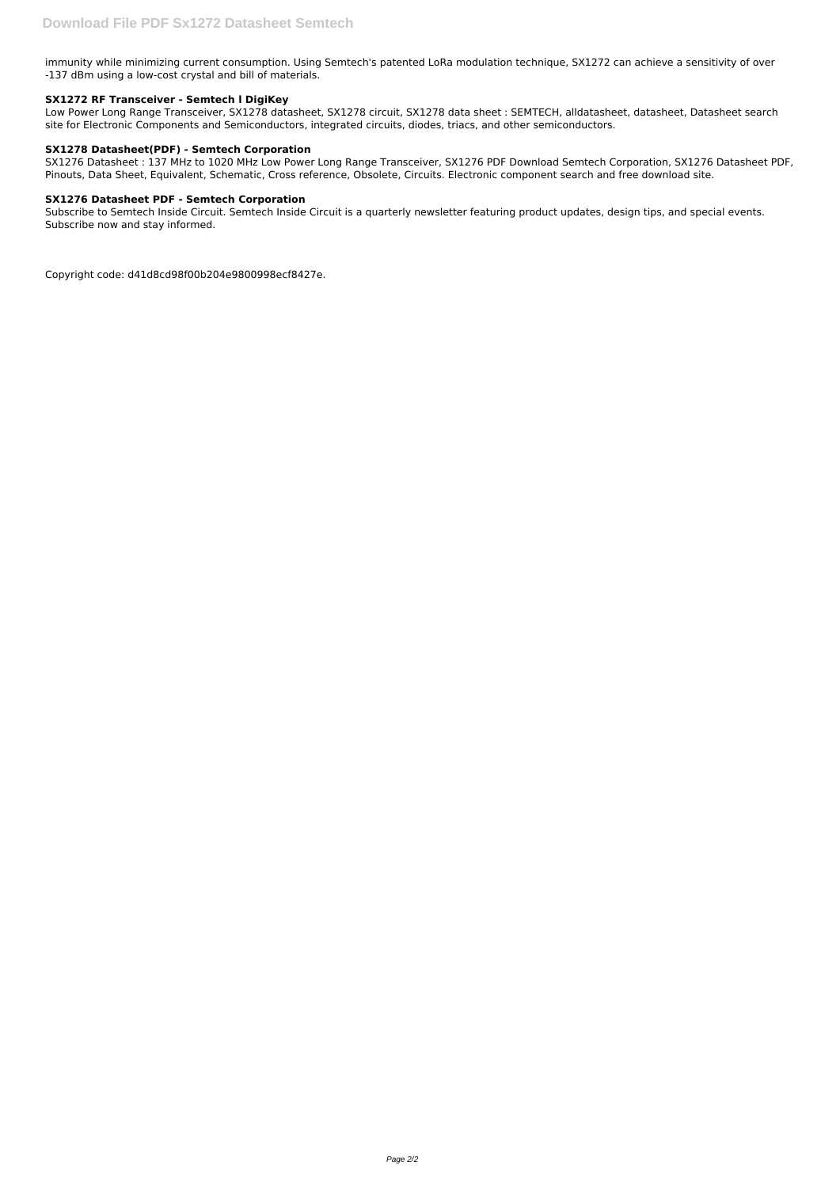immunity while minimizing current consumption. Using Semtech's patented LoRa modulation technique, SX1272 can achieve a sensitivity of over -137 dBm using a low-cost crystal and bill of materials.

### SX1272 RF Transceiver - Semtech l DigiKey

Low Power Long Range Transceiver, SX1278 datasheet, SX1278 circuit, SX1278 data sheet : SEMTECH, alldatasheet, datasheet, Datasheet search site for Electronic Components and Semiconductors, integrated circuits, diodes, triacs, and other semiconductors.

### SX1278 Datasheet(PDF) - Semtech Corporation

SX1276 Datasheet : 137 MHz to 1020 MHz Low Power Long Range Transceiver, SX1276 PDF Download Semtech Corporation, SX1276 Datasheet PDF, Pinouts, Data Sheet, Equivalent, Schematic, Cross reference, Obsolete, Circuits. Electronic component search and free download site.

### SX1276 Datasheet PDF - Semtech Corporation

Subscribe to Semtech Inside Circuit. Semtech Inside Circuit is a quarterly newsletter featuring product updates, design tips, and special events. Subscribe now and stay informed.

Copyright code: d41d8cd98f00b204e9800998ecf8427e.